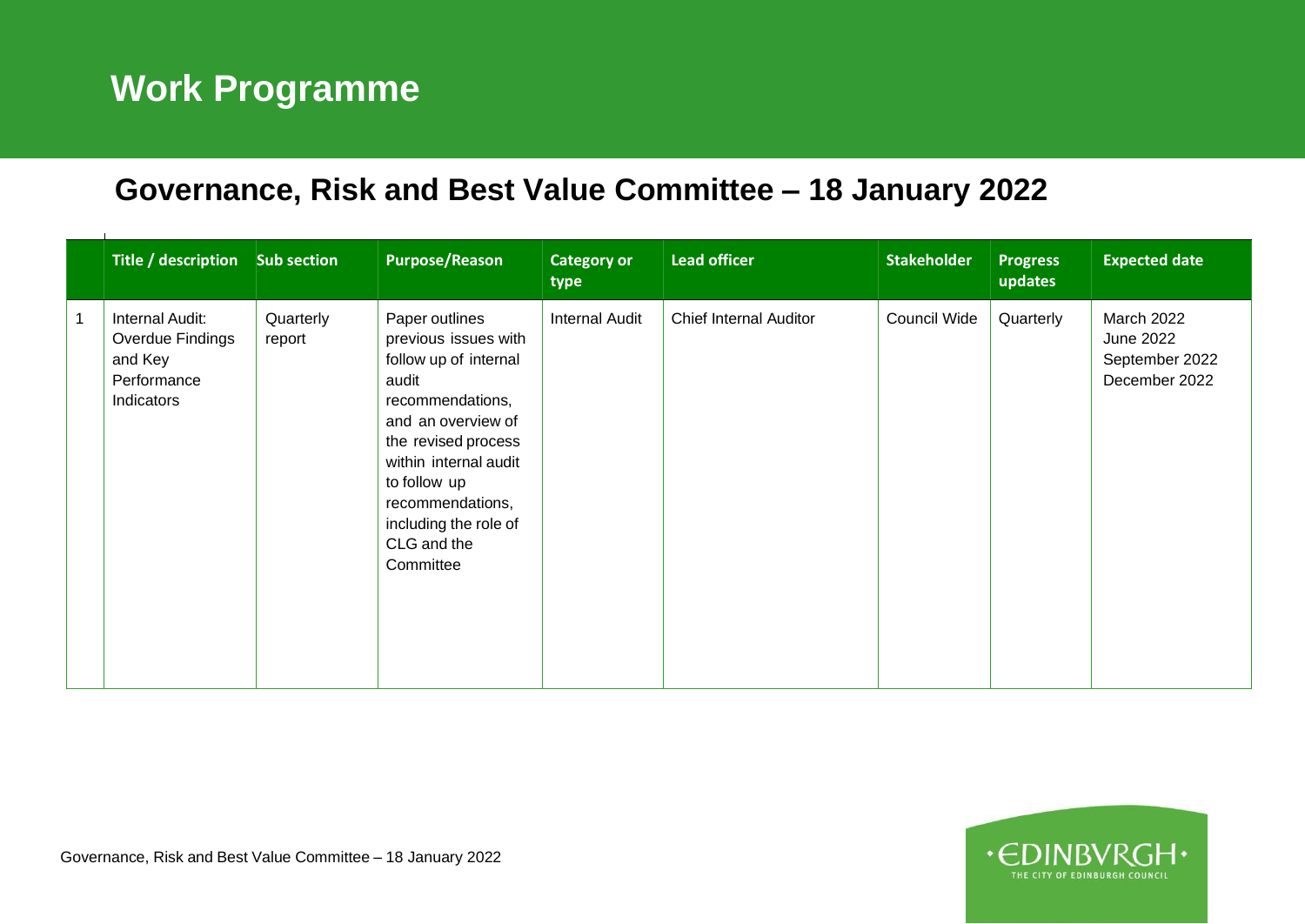# Work Programme

## Governance, Risk and Best Value Committee – 18 January 2022

| | Title / description | Sub section | Purpose/Reason | Category or type | Lead officer | Stakeholder | Progress updates | Expected date |
|---|---|---|---|---|---|---|---|---|
| 1 | Internal Audit: Overdue Findings and Key Performance Indicators | Quarterly report | Paper outlines previous issues with follow up of internal audit recommendations, and an overview of the revised process within internal audit to follow up recommendations, including the role of CLG and the Committee | Internal Audit | Chief Internal Auditor | Council Wide | Quarterly | March 2022<br>June 2022<br>September 2022<br>December 2022 |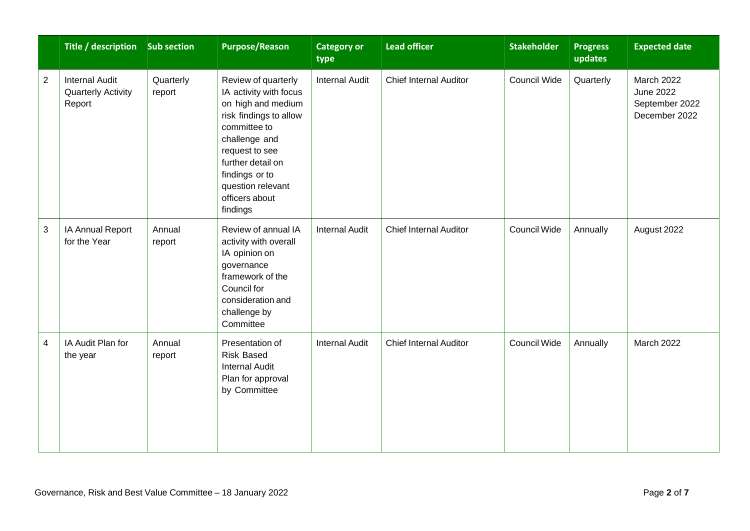| | Title / description | Sub section | Purpose/Reason | Category or type | Lead officer | Stakeholder | Progress updates | Expected date |
|---|---|---|---|---|---|---|---|---|
| 2 | Internal Audit Quarterly Activity Report | Quarterly report | Review of quarterly IA activity with focus on high and medium risk findings to allow committee to challenge and request to see further detail on findings or to question relevant officers about findings | Internal Audit | Chief Internal Auditor | Council Wide | Quarterly | March 2022<br>June 2022<br>September 2022<br>December 2022 |
| 3 | IA Annual Report for the Year | Annual report | Review of annual IA activity with overall IA opinion on governance framework of the Council for consideration and challenge by Committee | Internal Audit | Chief Internal Auditor | Council Wide | Annually | August 2022 |
| 4 | IA Audit Plan for the year | Annual report | Presentation of Risk Based Internal Audit Plan for approval by Committee | Internal Audit | Chief Internal Auditor | Council Wide | Annually | March 2022 |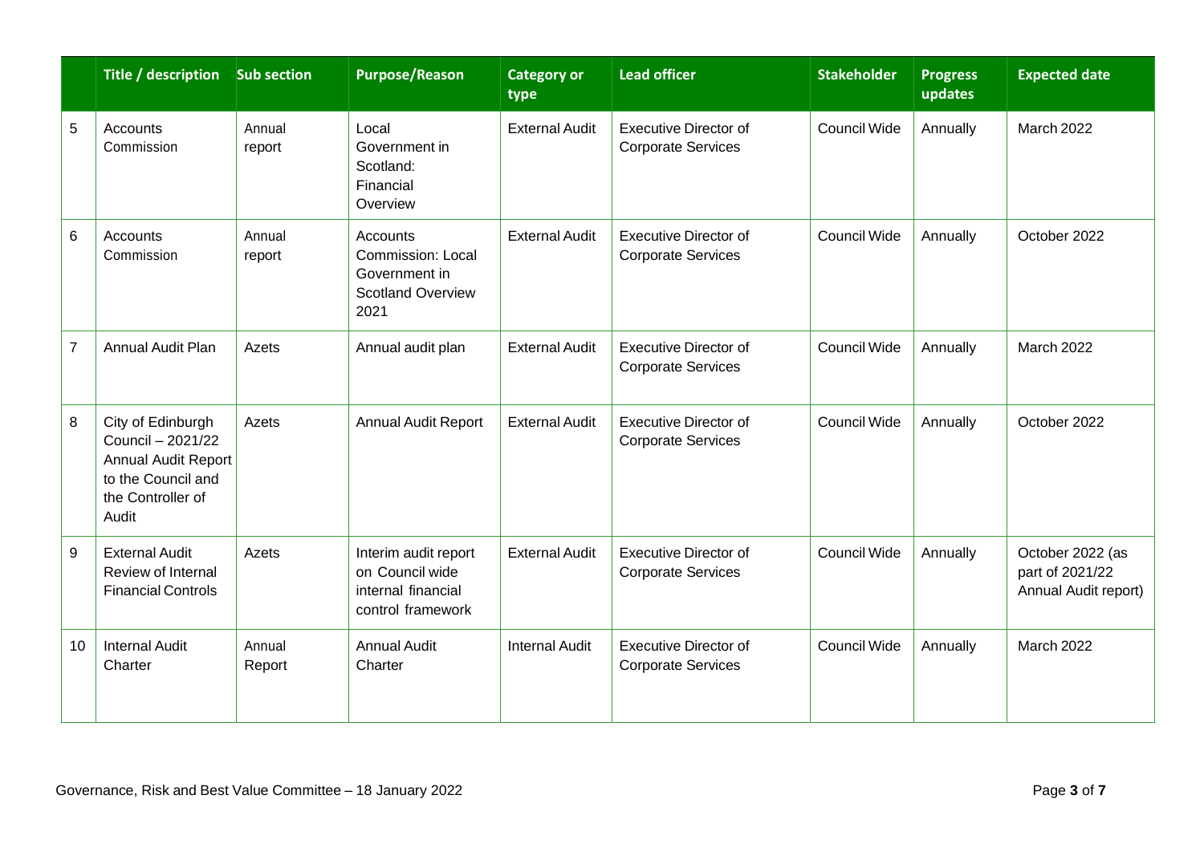| | Title / description | Sub section | Purpose/Reason | Category or type | Lead officer | Stakeholder | Progress updates | Expected date |
|---|---|---|---|---|---|---|---|---|
| 5 | Accounts Commission | Annual report | Local Government in Scotland: Financial Overview | External Audit | Executive Director of Corporate Services | Council Wide | Annually | March 2022 |
| 6 | Accounts Commission | Annual report | Accounts Commission: Local Government in Scotland Overview 2021 | External Audit | Executive Director of Corporate Services | Council Wide | Annually | October 2022 |
| 7 | Annual Audit Plan | Azets | Annual audit plan | External Audit | Executive Director of Corporate Services | Council Wide | Annually | March 2022 |
| 8 | City of Edinburgh Council – 2021/22 Annual Audit Report to the Council and the Controller of Audit | Azets | Annual Audit Report | External Audit | Executive Director of Corporate Services | Council Wide | Annually | October 2022 |
| 9 | External Audit Review of Internal Financial Controls | Azets | Interim audit report on Council wide internal financial control framework | External Audit | Executive Director of Corporate Services | Council Wide | Annually | October 2022 (as part of 2021/22 Annual Audit report) |
| 10 | Internal Audit Charter | Annual Report | Annual Audit Charter | Internal Audit | Executive Director of Corporate Services | Council Wide | Annually | March 2022 |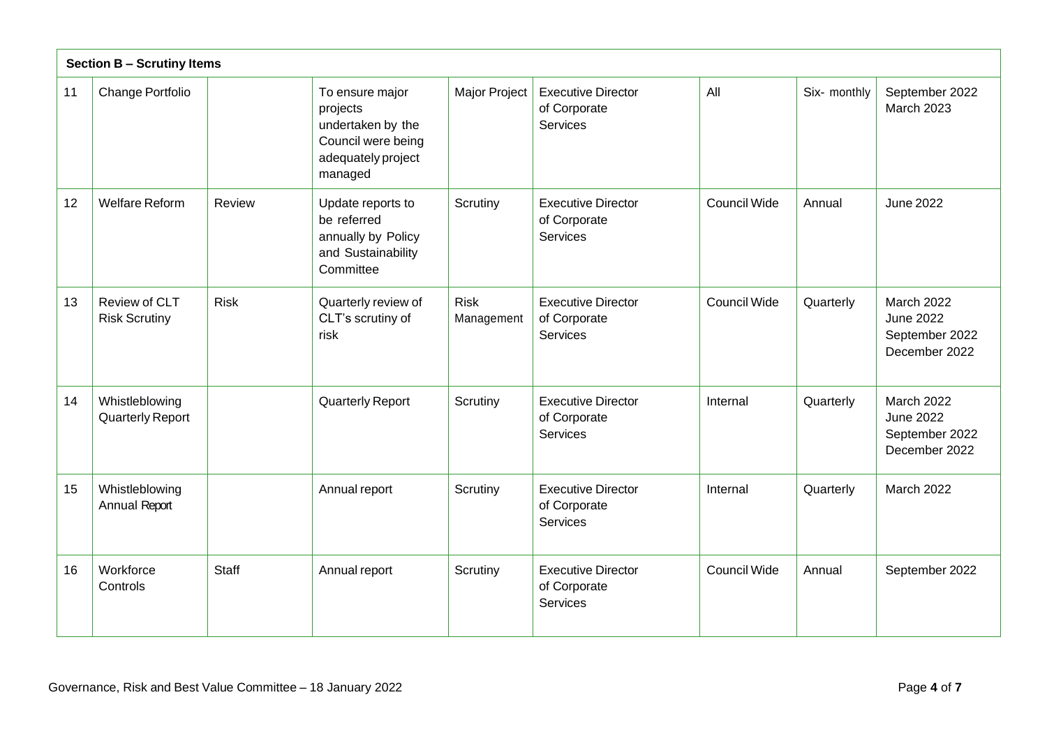| **Section B – Scrutiny Items** | | | | | | | | |
|---|---|---|---|---|---|---|---|---|
| 11 | Change Portfolio | | To ensure major projects undertaken by the Council were being adequately project managed | Major Project | Executive Director of Corporate Services | All | Six- monthly | September 2022<br>March 2023 |
| 12 | Welfare Reform | Review | Update reports to be referred annually by Policy and Sustainability Committee | Scrutiny | Executive Director of Corporate Services | Council Wide | Annual | June 2022 |
| 13 | Review of CLT Risk Scrutiny | Risk | Quarterly review of CLT's scrutiny of risk | Risk Management | Executive Director of Corporate Services | Council Wide | Quarterly | March 2022<br>June 2022<br>September 2022<br>December 2022 |
| 14 | Whistleblowing Quarterly Report | | Quarterly Report | Scrutiny | Executive Director of Corporate Services | Internal | Quarterly | March 2022<br>June 2022<br>September 2022<br>December 2022 |
| 15 | Whistleblowing Annual Report | | Annual report | Scrutiny | Executive Director of Corporate Services | Internal | Quarterly | March 2022 |
| 16 | Workforce Controls | Staff | Annual report | Scrutiny | Executive Director of Corporate Services | Council Wide | Annual | September 2022 |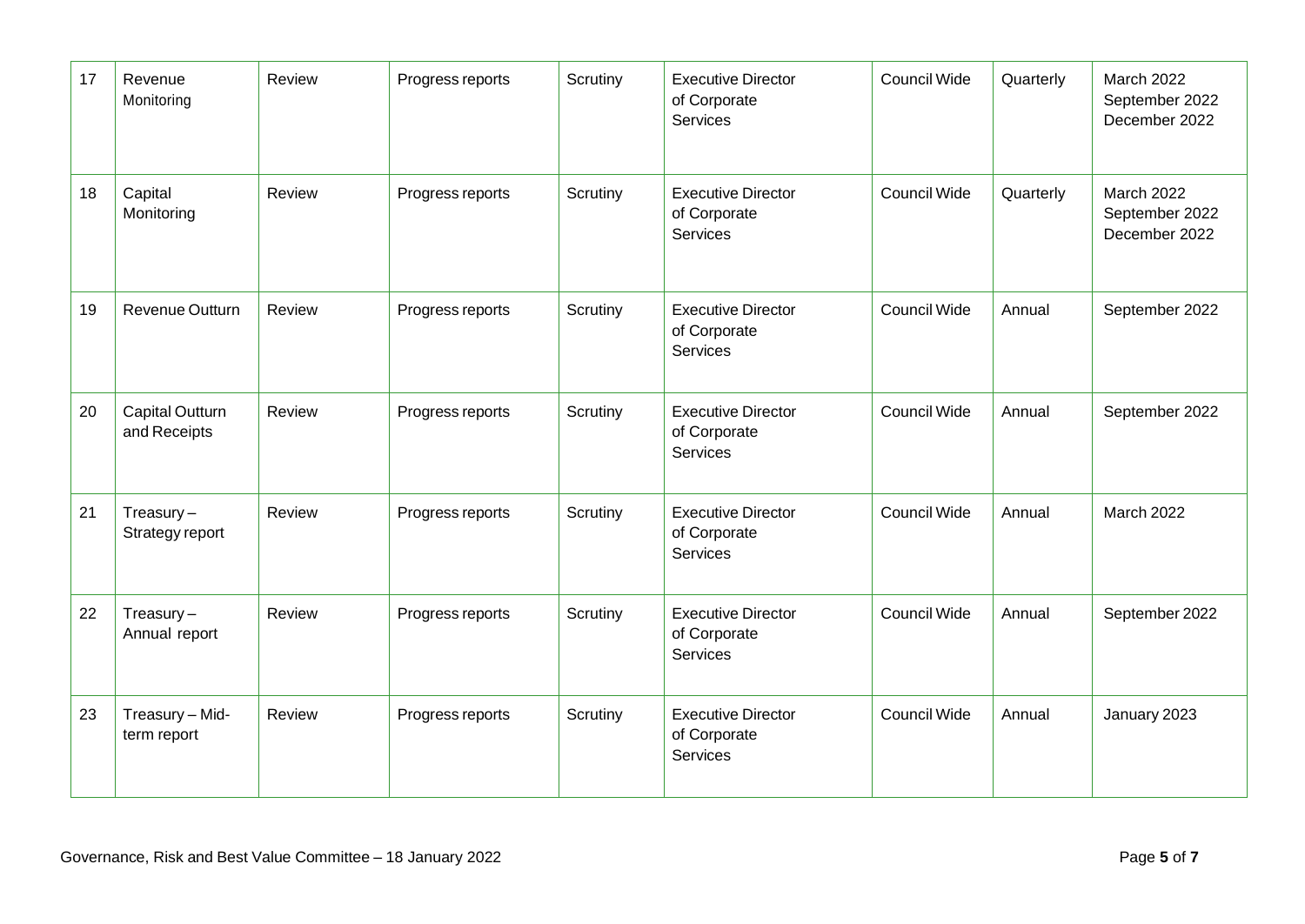| 17 | Revenue Monitoring | Review | Progress reports | Scrutiny | Executive Director of Corporate Services | Council Wide | Quarterly | March 2022<br>September 2022<br>December 2022 |
|---|---|---|---|---|---|---|---|---|
| 18 | Capital Monitoring | Review | Progress reports | Scrutiny | Executive Director of Corporate Services | Council Wide | Quarterly | March 2022<br>September 2022<br>December 2022 |
| 19 | Revenue Outturn | Review | Progress reports | Scrutiny | Executive Director of Corporate Services | Council Wide | Annual | September 2022 |
| 20 | Capital Outturn and Receipts | Review | Progress reports | Scrutiny | Executive Director of Corporate Services | Council Wide | Annual | September 2022 |
| 21 | Treasury – Strategy report | Review | Progress reports | Scrutiny | Executive Director of Corporate Services | Council Wide | Annual | March 2022 |
| 22 | Treasury – Annual report | Review | Progress reports | Scrutiny | Executive Director of Corporate Services | Council Wide | Annual | September 2022 |
| 23 | Treasury – Mid-term report | Review | Progress reports | Scrutiny | Executive Director of Corporate Services | Council Wide | Annual | January 2023 |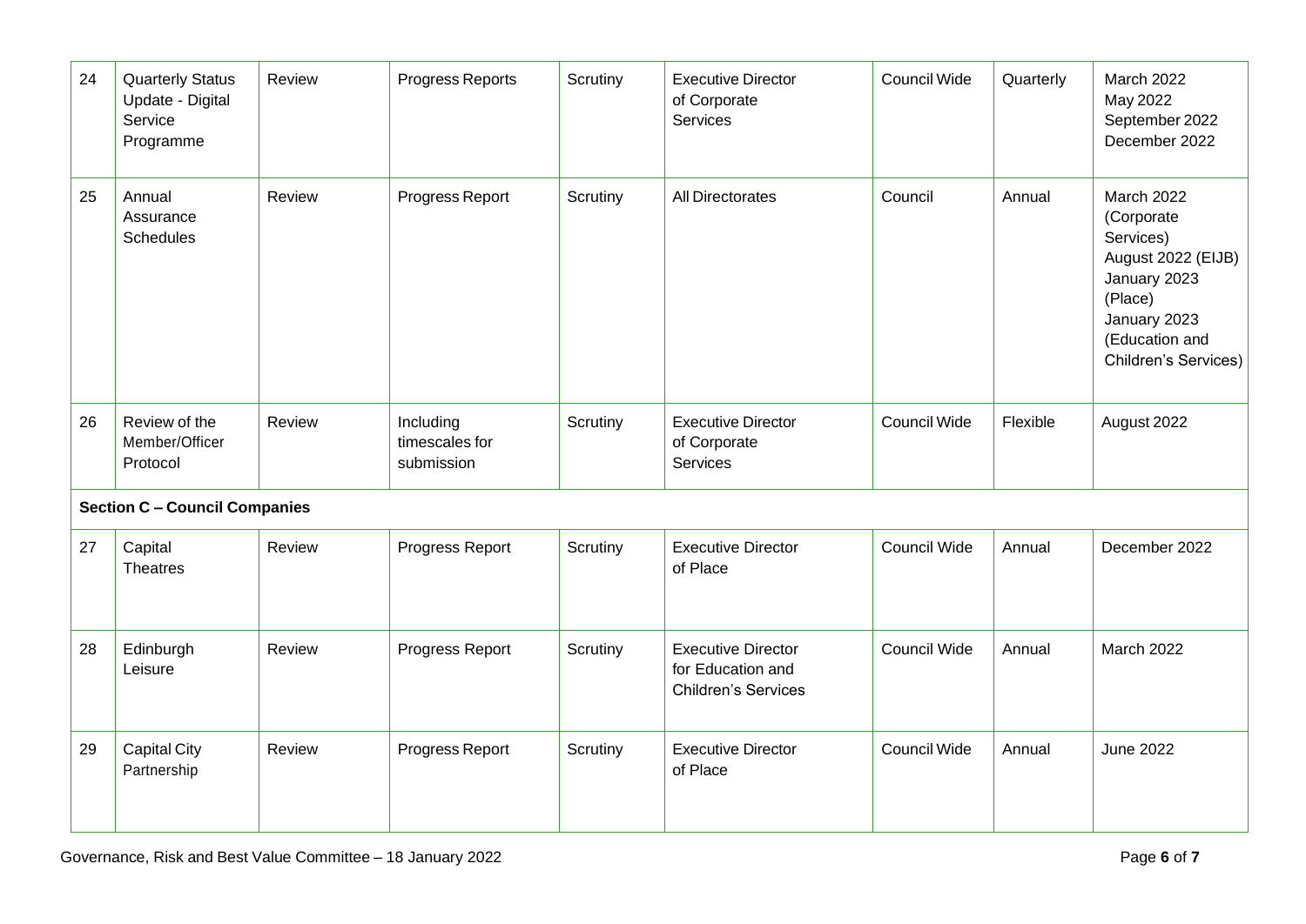| 24 | Quarterly Status Update - Digital Service Programme | Review | Progress Reports | Scrutiny | Executive Director of Corporate Services | Council Wide | Quarterly | March 2022<br>May 2022<br>September 2022<br>December 2022 |
|---|---|---|---|---|---|---|---|---|
| 25 | Annual Assurance Schedules | Review | Progress Report | Scrutiny | All Directorates | Council | Annual | March 2022 (Corporate Services)<br>August 2022 (EIJB)<br>January 2023 (Place)<br>January 2023 (Education and Children's Services) |
| 26 | Review of the Member/Officer Protocol | Review | Including timescales for submission | Scrutiny | Executive Director of Corporate Services | Council Wide | Flexible | August 2022 |
| **Section C – Council Companies** | | | | | | | | |
| 27 | Capital Theatres | Review | Progress Report | Scrutiny | Executive Director of Place | Council Wide | Annual | December 2022 |
| 28 | Edinburgh Leisure | Review | Progress Report | Scrutiny | Executive Director for Education and Children's Services | Council Wide | Annual | March 2022 |
| 29 | Capital City Partnership | Review | Progress Report | Scrutiny | Executive Director of Place | Council Wide | Annual | June 2022 |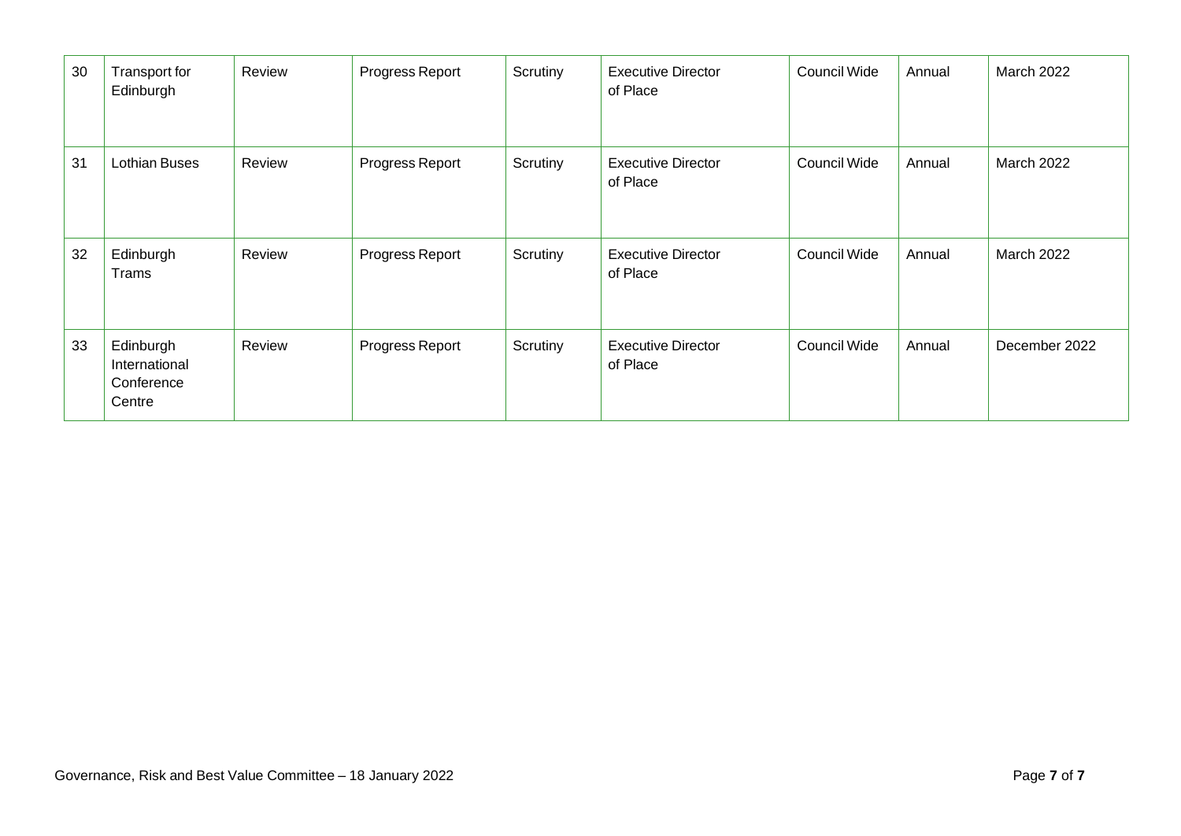| 30 | Transport for Edinburgh | Review | Progress Report | Scrutiny | Executive Director of Place | Council Wide | Annual | March 2022 |
|---|---|---|---|---|---|---|---|---|
| 31 | Lothian Buses | Review | Progress Report | Scrutiny | Executive Director of Place | Council Wide | Annual | March 2022 |
| 32 | Edinburgh Trams | Review | Progress Report | Scrutiny | Executive Director of Place | Council Wide | Annual | March 2022 |
| 33 | Edinburgh International Conference Centre | Review | Progress Report | Scrutiny | Executive Director of Place | Council Wide | Annual | December 2022 |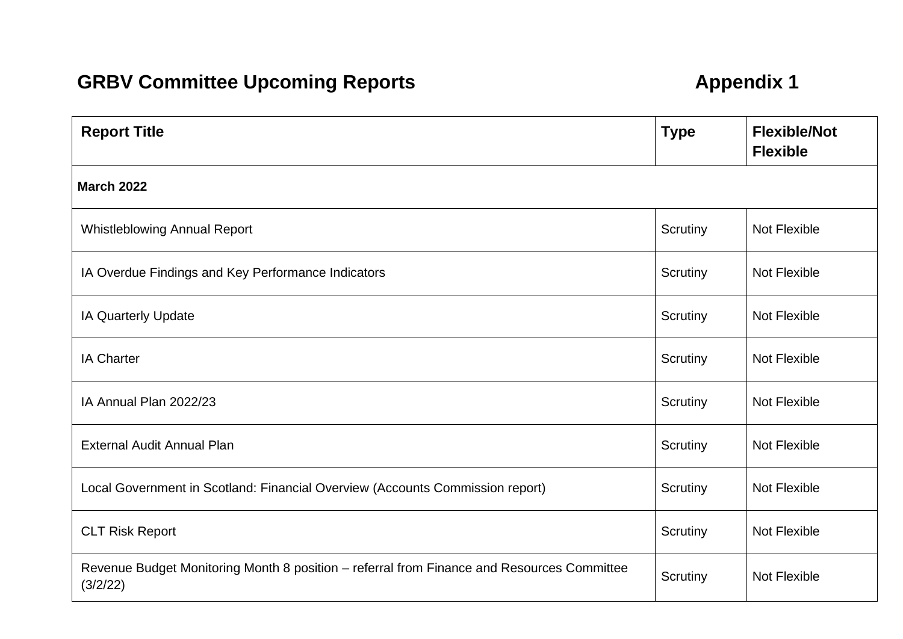# GRBV Committee Upcoming Reports

**Appendix 1**

| Report Title | Type | Flexible/Not Flexible |
|---|---|---|
| **March 2022** | | |
| Whistleblowing Annual Report | Scrutiny | Not Flexible |
| IA Overdue Findings and Key Performance Indicators | Scrutiny | Not Flexible |
| IA Quarterly Update | Scrutiny | Not Flexible |
| IA Charter | Scrutiny | Not Flexible |
| IA Annual Plan 2022/23 | Scrutiny | Not Flexible |
| External Audit Annual Plan | Scrutiny | Not Flexible |
| Local Government in Scotland: Financial Overview (Accounts Commission report) | Scrutiny | Not Flexible |
| CLT Risk Report | Scrutiny | Not Flexible |
| Revenue Budget Monitoring Month 8 position – referral from Finance and Resources Committee (3/2/22) | Scrutiny | Not Flexible |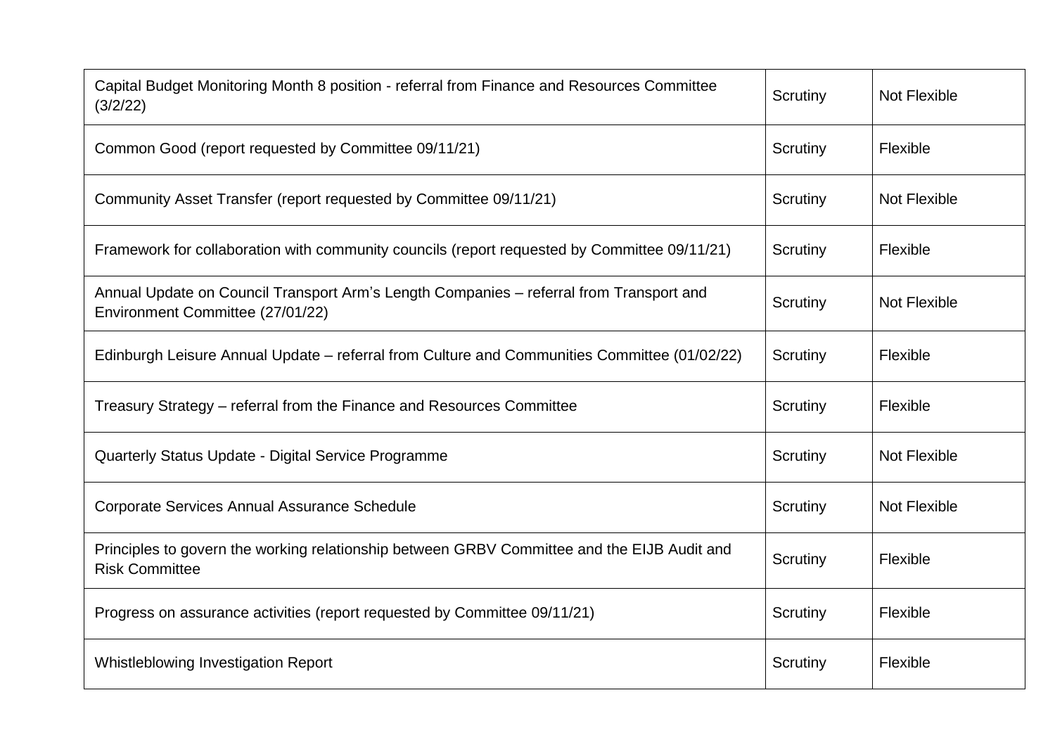| | | |
|---|---|---|
| Capital Budget Monitoring Month 8 position - referral from Finance and Resources Committee (3/2/22) | Scrutiny | Not Flexible |
| Common Good (report requested by Committee 09/11/21) | Scrutiny | Flexible |
| Community Asset Transfer (report requested by Committee 09/11/21) | Scrutiny | Not Flexible |
| Framework for collaboration with community councils (report requested by Committee 09/11/21) | Scrutiny | Flexible |
| Annual Update on Council Transport Arm's Length Companies – referral from Transport and Environment Committee (27/01/22) | Scrutiny | Not Flexible |
| Edinburgh Leisure Annual Update – referral from Culture and Communities Committee (01/02/22) | Scrutiny | Flexible |
| Treasury Strategy – referral from the Finance and Resources Committee | Scrutiny | Flexible |
| Quarterly Status Update - Digital Service Programme | Scrutiny | Not Flexible |
| Corporate Services Annual Assurance Schedule | Scrutiny | Not Flexible |
| Principles to govern the working relationship between GRBV Committee and the EIJB Audit and Risk Committee | Scrutiny | Flexible |
| Progress on assurance activities (report requested by Committee 09/11/21) | Scrutiny | Flexible |
| Whistleblowing Investigation Report | Scrutiny | Flexible |